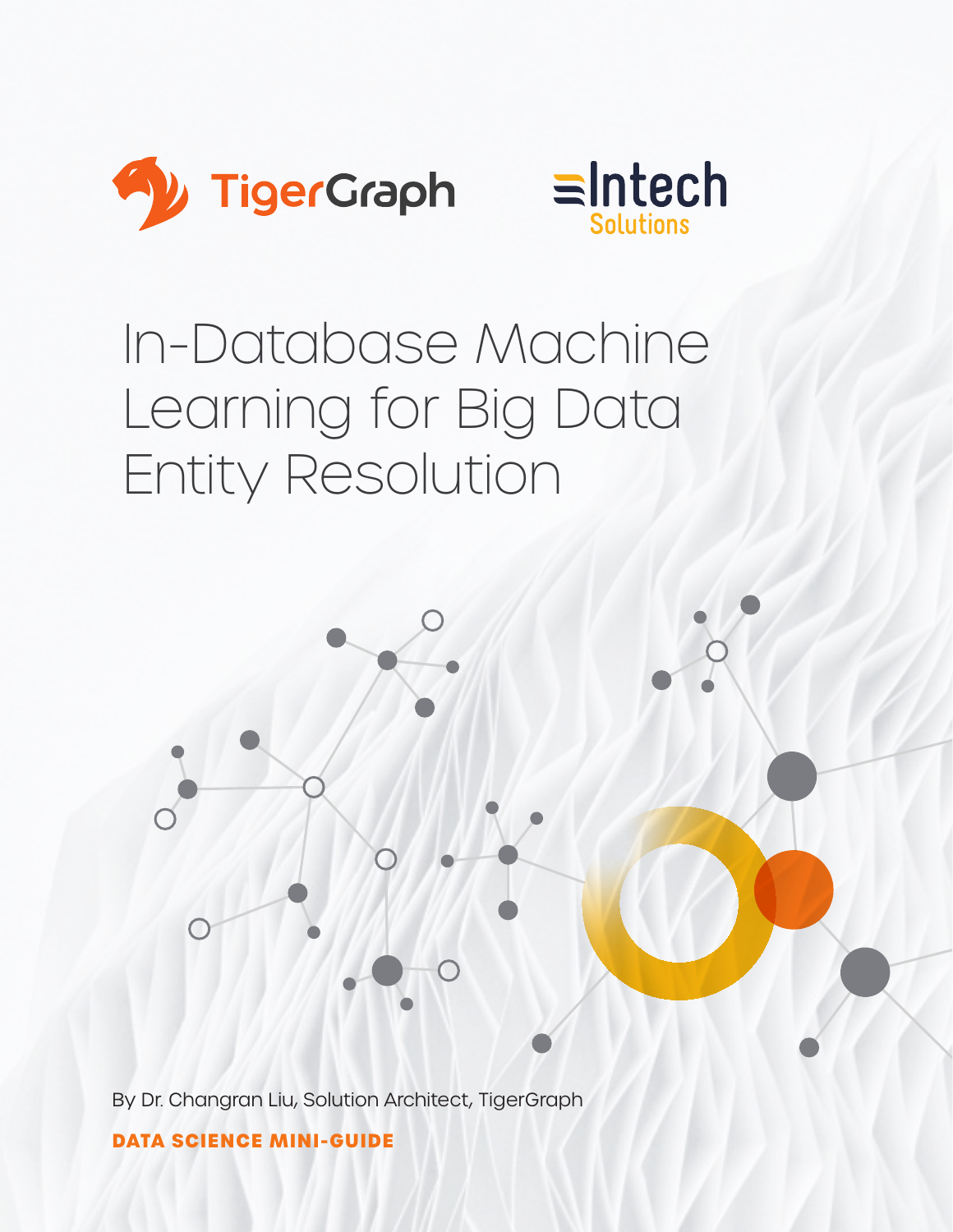TigerGraph

Intech Solutions

# In-Database Machine Learning for Big Data Entity Resolution

By Dr. Changran Liu, Solution Architect, TigerGraph

**DATA SCIENCE MINI-GUIDE**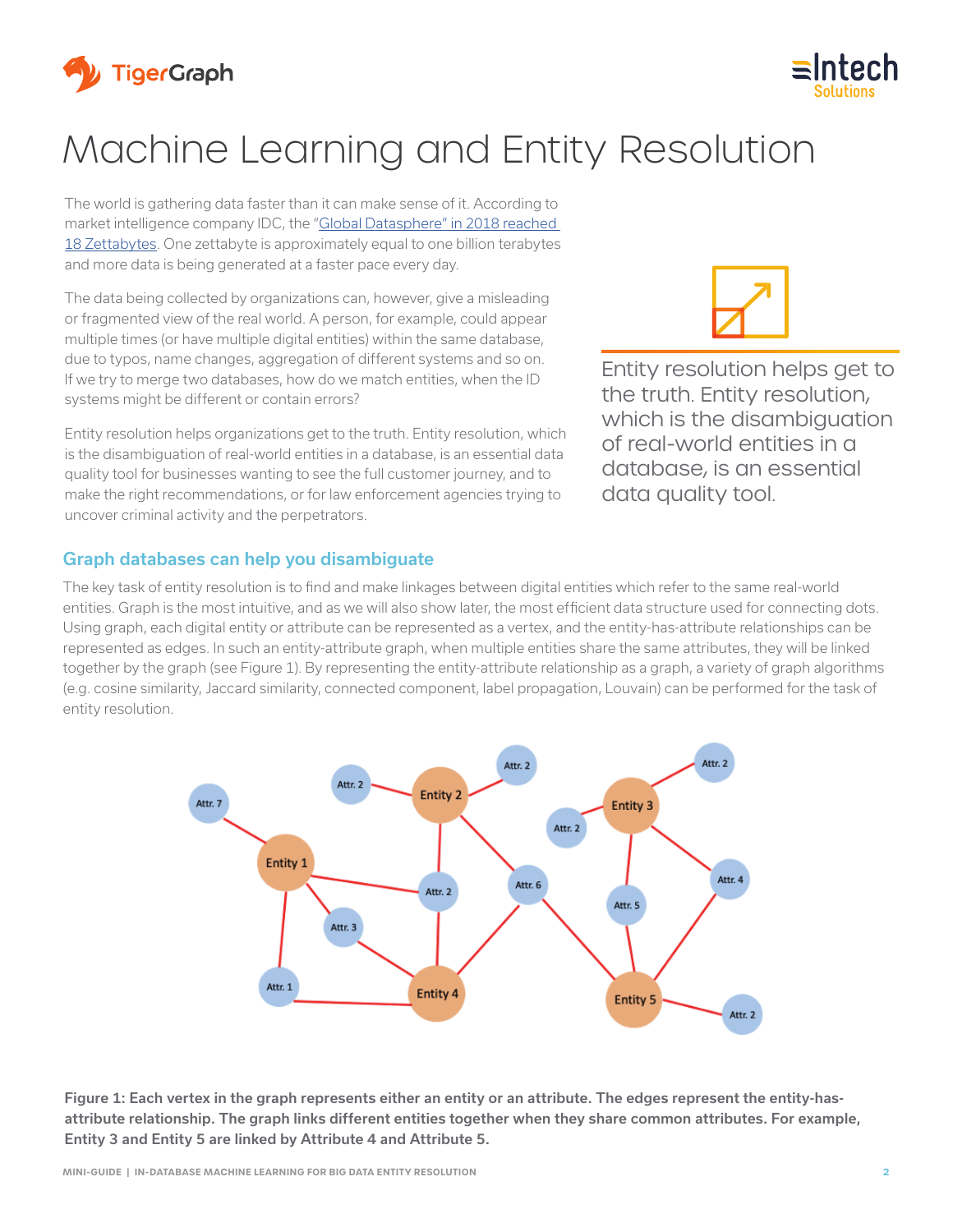# Machine Learning and Entity Resolution

The world is gathering data faster than it can make sense of it. According to market intelligence company IDC, the "Global Datasphere" in 2018 reached 18 Zettabytes. One zettabyte is approximately equal to one billion terabytes and more data is being generated at a faster pace every day.

The data being collected by organizations can, however, give a misleading or fragmented view of the real world. A person, for example, could appear multiple times (or have multiple digital entities) within the same database, due to typos, name changes, aggregation of different systems and so on. If we try to merge two databases, how do we match entities, when the ID systems might be different or contain errors?

Entity resolution helps organizations get to the truth. Entity resolution, which is the disambiguation of real-world entities in a database, is an essential data quality tool for businesses wanting to see the full customer journey, and to make the right recommendations, or for law enforcement agencies trying to uncover criminal activity and the perpetrators.

> Entity resolution helps get to the truth. Entity resolution, which is the disambiguation of real-world entities in a database, is an essential data quality tool.

## Graph databases can help you disambiguate

The key task of entity resolution is to find and make linkages between digital entities which refer to the same real-world entities. Graph is the most intuitive, and as we will also show later, the most efficient data structure used for connecting dots. Using graph, each digital entity or attribute can be represented as a vertex, and the entity-has-attribute relationships can be represented as edges. In such an entity-attribute graph, when multiple entities share the same attributes, they will be linked together by the graph (see Figure 1). By representing the entity-attribute relationship as a graph, a variety of graph algorithms (e.g. cosine similarity, Jaccard similarity, connected component, label propagation, Louvain) can be performed for the task of entity resolution.

**Figure 1: Each vertex in the graph represents either an entity or an attribute. The edges represent the entity-has-attribute relationship. The graph links different entities together when they share common attributes. For example, Entity 3 and Entity 5 are linked by Attribute 4 and Attribute 5.**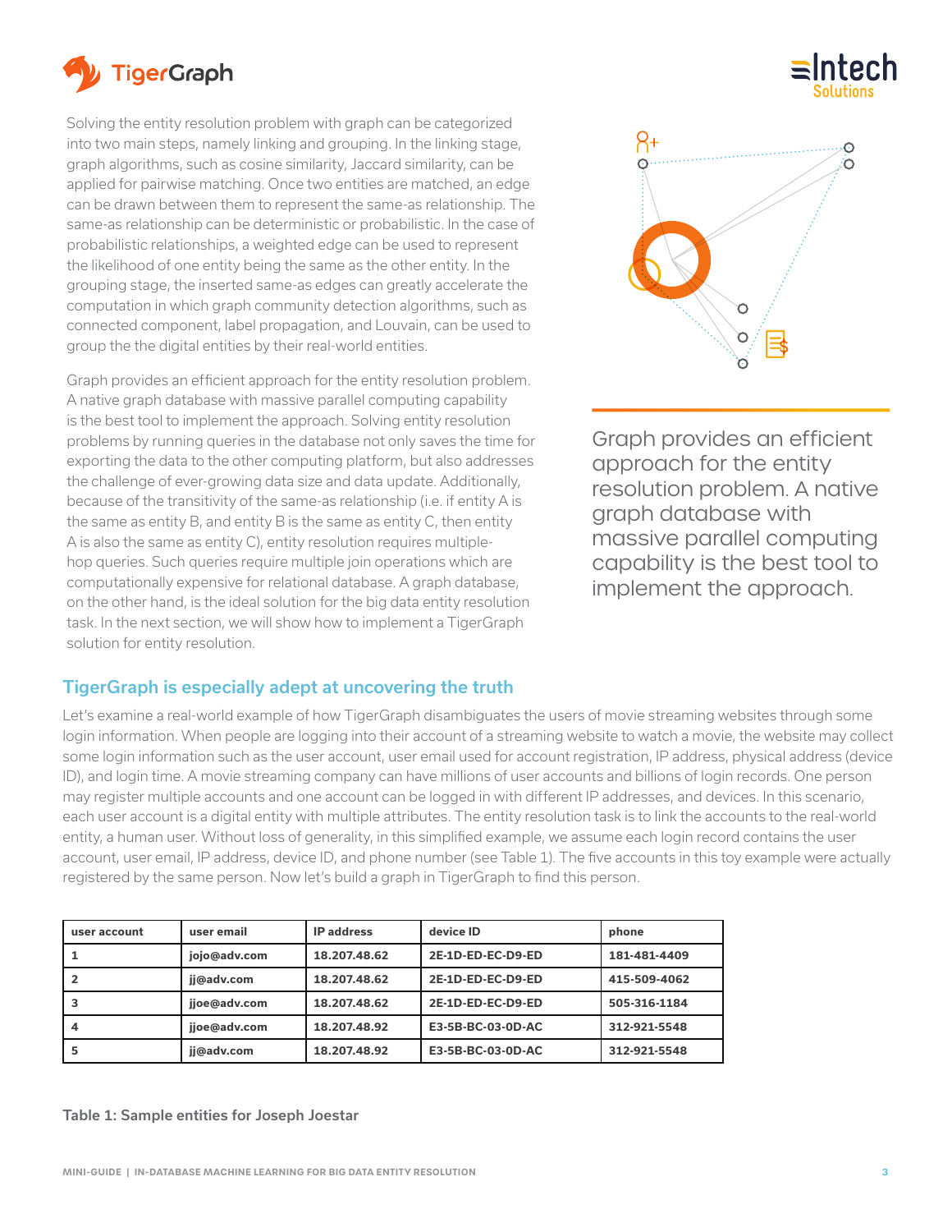Solving the entity resolution problem with graph can be categorized into two main steps, namely linking and grouping. In the linking stage, graph algorithms, such as cosine similarity, Jaccard similarity, can be applied for pairwise matching. Once two entities are matched, an edge can be drawn between them to represent the same-as relationship. The same-as relationship can be deterministic or probabilistic. In the case of probabilistic relationships, a weighted edge can be used to represent the likelihood of one entity being the same as the other entity. In the grouping stage, the inserted same-as edges can greatly accelerate the computation in which graph community detection algorithms, such as connected component, label propagation, and Louvain, can be used to group the the digital entities by their real-world entities.

Graph provides an efficient approach for the entity resolution problem. A native graph database with massive parallel computing capability is the best tool to implement the approach. Solving entity resolution problems by running queries in the database not only saves the time for exporting the data to the other computing platform, but also addresses the challenge of ever-growing data size and data update. Additionally, because of the transitivity of the same-as relationship (i.e. if entity A is the same as entity B, and entity B is the same as entity C, then entity A is also the same as entity C), entity resolution requires multiple-hop queries. Such queries require multiple join operations which are computationally expensive for relational database. A graph database, on the other hand, is the ideal solution for the big data entity resolution task. In the next section, we will show how to implement a TigerGraph solution for entity resolution.

> Graph provides an efficient approach for the entity resolution problem. A native graph database with massive parallel computing capability is the best tool to implement the approach.

## TigerGraph is especially adept at uncovering the truth

Let's examine a real-world example of how TigerGraph disambiguates the users of movie streaming websites through some login information. When people are logging into their account of a streaming website to watch a movie, the website may collect some login information such as the user account, user email used for account registration, IP address, physical address (device ID), and login time. A movie streaming company can have millions of user accounts and billions of login records. One person may register multiple accounts and one account can be logged in with different IP addresses, and devices. In this scenario, each user account is a digital entity with multiple attributes. The entity resolution task is to link the accounts to the real-world entity, a human user. Without loss of generality, in this simplified example, we assume each login record contains the user account, user email, IP address, device ID, and phone number (see Table 1). The five accounts in this toy example were actually registered by the same person. Now let's build a graph in TigerGraph to find this person.

| user account | user email | IP address | device ID | phone |
|---|---|---|---|---|
| 1 | jojo@adv.com | 18.207.48.62 | 2E-1D-ED-EC-D9-ED | 181-481-4409 |
| 2 | jj@adv.com | 18.207.48.62 | 2E-1D-ED-EC-D9-ED | 415-509-4062 |
| 3 | jjoe@adv.com | 18.207.48.62 | 2E-1D-ED-EC-D9-ED | 505-316-1184 |
| 4 | jjoe@adv.com | 18.207.48.92 | E3-5B-BC-03-0D-AC | 312-921-5548 |
| 5 | jj@adv.com | 18.207.48.92 | E3-5B-BC-03-0D-AC | 312-921-5548 |

**Table 1: Sample entities for Joseph Joestar**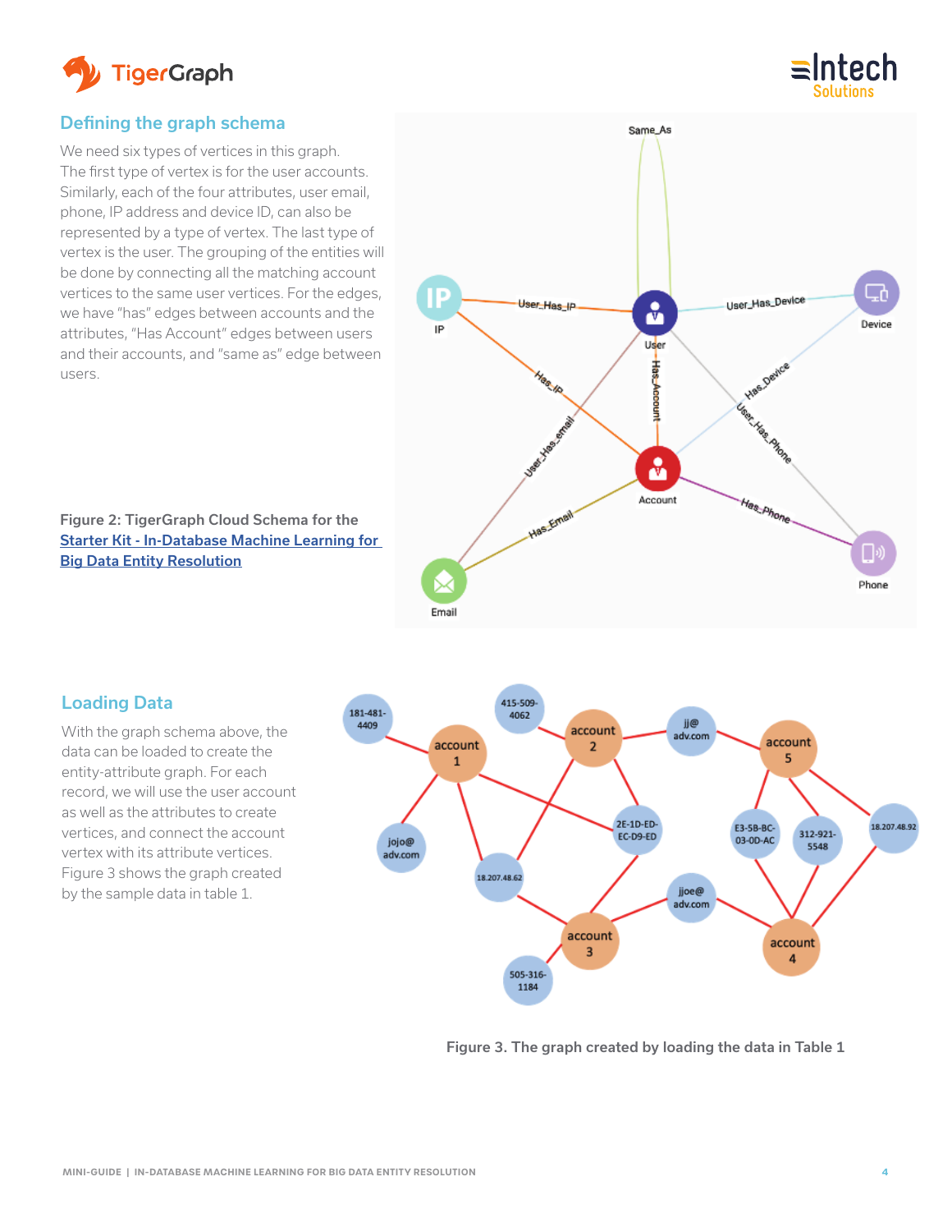## Defining the graph schema

We need six types of vertices in this graph. The first type of vertex is for the user accounts. Similarly, each of the four attributes, user email, phone, IP address and device ID, can also be represented by a type of vertex. The last type of vertex is the user. The grouping of the entities will be done by connecting all the matching account vertices to the same user vertices. For the edges, we have "has" edges between accounts and the attributes, "Has Account" edges between users and their accounts, and "same as" edge between users.

Figure 2: TigerGraph Cloud Schema for the [Starter Kit - In-Database Machine Learning for Big Data Entity Resolution]

## Loading Data

With the graph schema above, the data can be loaded to create the entity-attribute graph. For each record, we will use the user account as well as the attributes to create vertices, and connect the account vertex with its attribute vertices. Figure 3 shows the graph created by the sample data in table 1.

Figure 3. The graph created by loading the data in Table 1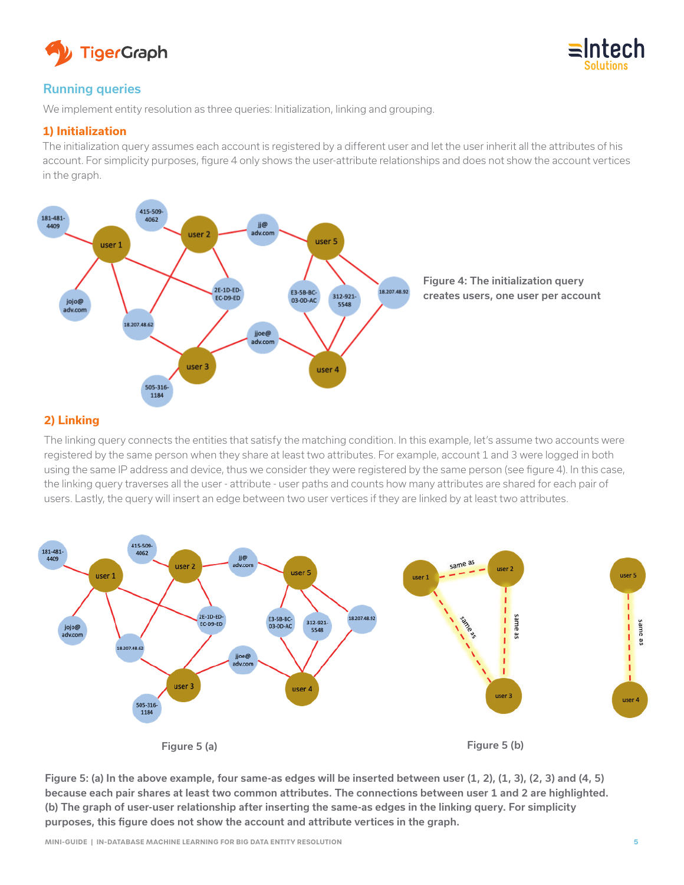## Running queries

We implement entity resolution as three queries: Initialization, linking and grouping.

### 1) Initialization

The initialization query assumes each account is registered by a different user and let the user inherit all the attributes of his account. For simplicity purposes, figure 4 only shows the user-attribute relationships and does not show the account vertices in the graph.

**Figure 4: The initialization query creates users, one user per account**

### 2) Linking

The linking query connects the entities that satisfy the matching condition. In this example, let's assume two accounts were registered by the same person when they share at least two attributes. For example, account 1 and 3 were logged in both using the same IP address and device, thus we consider they were registered by the same person (see figure 4). In this case, the linking query traverses all the user - attribute - user paths and counts how many attributes are shared for each pair of users. Lastly, the query will insert an edge between two user vertices if they are linked by at least two attributes.

Figure 5 (a)

Figure 5 (b)

**Figure 5: (a) In the above example, four same-as edges will be inserted between user (1, 2), (1, 3), (2, 3) and (4, 5) because each pair shares at least two common attributes. The connections between user 1 and 2 are highlighted. (b) The graph of user-user relationship after inserting the same-as edges in the linking query. For simplicity purposes, this figure does not show the account and attribute vertices in the graph.**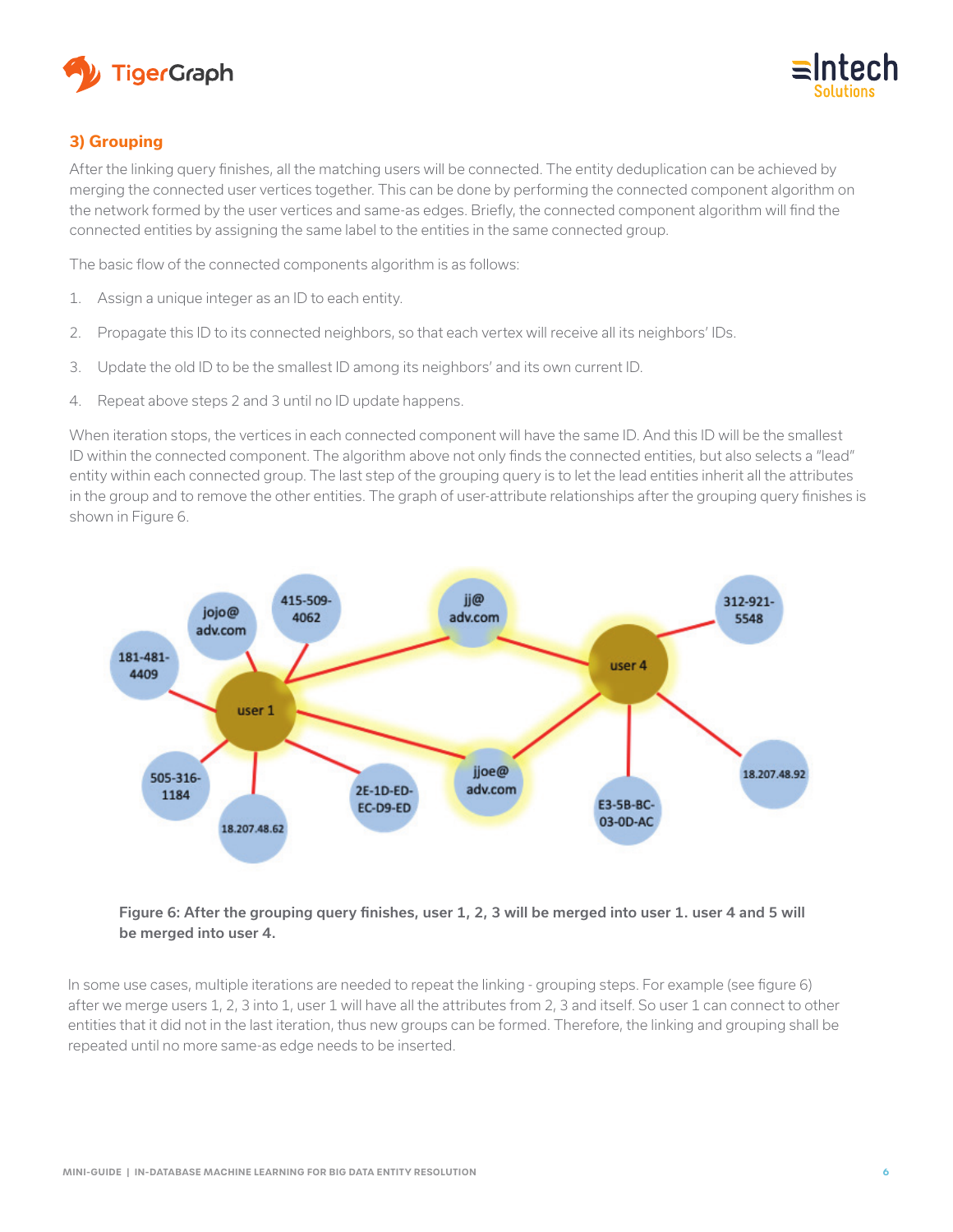### 3) Grouping

After the linking query finishes, all the matching users will be connected. The entity deduplication can be achieved by merging the connected user vertices together. This can be done by performing the connected component algorithm on the network formed by the user vertices and same-as edges. Briefly, the connected component algorithm will find the connected entities by assigning the same label to the entities in the same connected group.

The basic flow of the connected components algorithm is as follows:

1. Assign a unique integer as an ID to each entity.
2. Propagate this ID to its connected neighbors, so that each vertex will receive all its neighbors' IDs.
3. Update the old ID to be the smallest ID among its neighbors' and its own current ID.
4. Repeat above steps 2 and 3 until no ID update happens.

When iteration stops, the vertices in each connected component will have the same ID. And this ID will be the smallest ID within the connected component. The algorithm above not only finds the connected entities, but also selects a "lead" entity within each connected group. The last step of the grouping query is to let the lead entities inherit all the attributes in the group and to remove the other entities. The graph of user-attribute relationships after the grouping query finishes is shown in Figure 6.

**Figure 6: After the grouping query finishes, user 1, 2, 3 will be merged into user 1. user 4 and 5 will be merged into user 4.**

In some use cases, multiple iterations are needed to repeat the linking - grouping steps. For example (see figure 6) after we merge users 1, 2, 3 into 1, user 1 will have all the attributes from 2, 3 and itself. So user 1 can connect to other entities that it did not in the last iteration, thus new groups can be formed. Therefore, the linking and grouping shall be repeated until no more same-as edge needs to be inserted.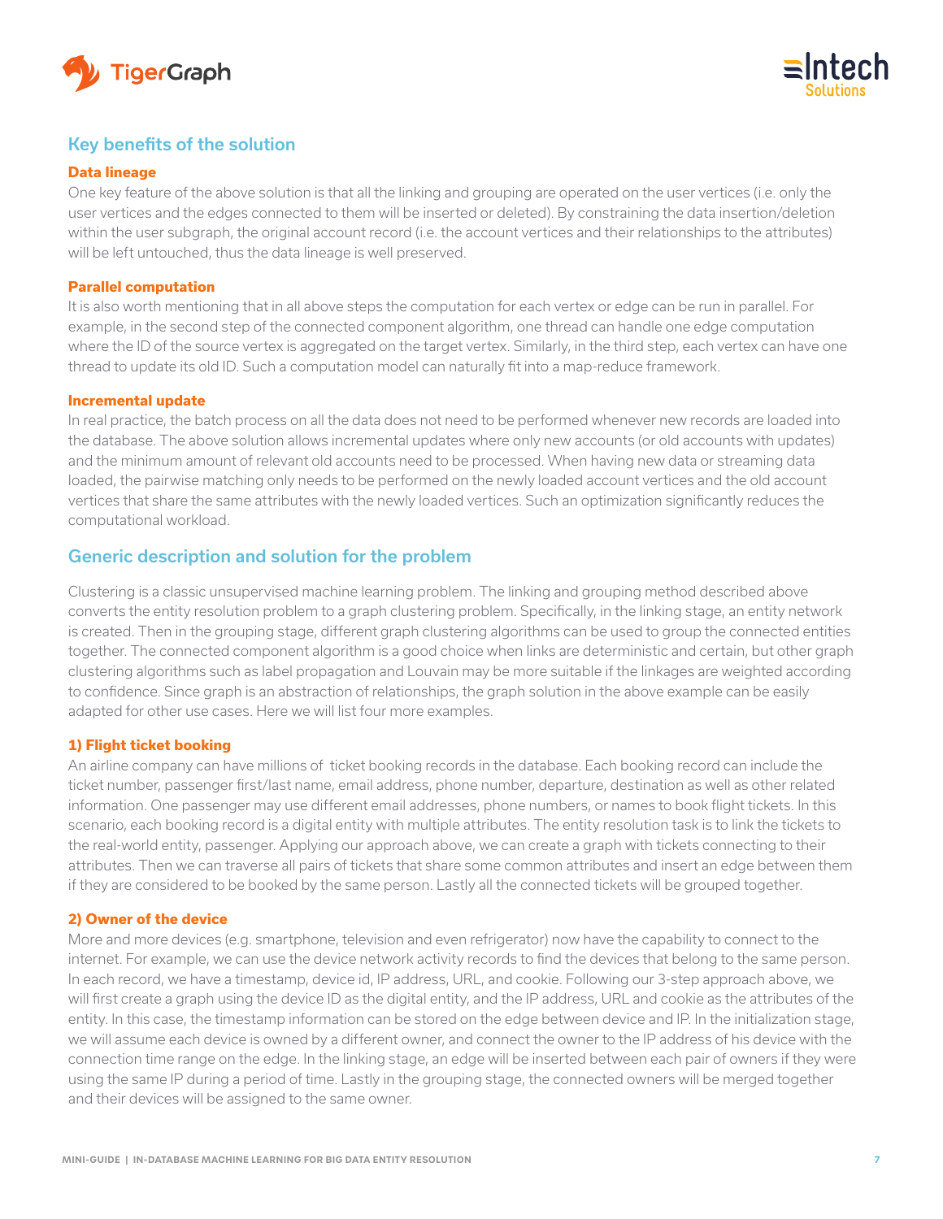## Key benefits of the solution

#### Data lineage

One key feature of the above solution is that all the linking and grouping are operated on the user vertices (i.e. only the user vertices and the edges connected to them will be inserted or deleted). By constraining the data insertion/deletion within the user subgraph, the original account record (i.e. the account vertices and their relationships to the attributes) will be left untouched, thus the data lineage is well preserved.

#### Parallel computation

It is also worth mentioning that in all above steps the computation for each vertex or edge can be run in parallel. For example, in the second step of the connected component algorithm, one thread can handle one edge computation where the ID of the source vertex is aggregated on the target vertex. Similarly, in the third step, each vertex can have one thread to update its old ID. Such a computation model can naturally fit into a map-reduce framework.

#### Incremental update

In real practice, the batch process on all the data does not need to be performed whenever new records are loaded into the database. The above solution allows incremental updates where only new accounts (or old accounts with updates) and the minimum amount of relevant old accounts need to be processed. When having new data or streaming data loaded, the pairwise matching only needs to be performed on the newly loaded account vertices and the old account vertices that share the same attributes with the newly loaded vertices. Such an optimization significantly reduces the computational workload.

## Generic description and solution for the problem

Clustering is a classic unsupervised machine learning problem. The linking and grouping method described above converts the entity resolution problem to a graph clustering problem. Specifically, in the linking stage, an entity network is created. Then in the grouping stage, different graph clustering algorithms can be used to group the connected entities together. The connected component algorithm is a good choice when links are deterministic and certain, but other graph clustering algorithms such as label propagation and Louvain may be more suitable if the linkages are weighted according to confidence. Since graph is an abstraction of relationships, the graph solution in the above example can be easily adapted for other use cases. Here we will list four more examples.

#### 1) Flight ticket booking

An airline company can have millions of ticket booking records in the database. Each booking record can include the ticket number, passenger first/last name, email address, phone number, departure, destination as well as other related information. One passenger may use different email addresses, phone numbers, or names to book flight tickets. In this scenario, each booking record is a digital entity with multiple attributes. The entity resolution task is to link the tickets to the real-world entity, passenger. Applying our approach above, we can create a graph with tickets connecting to their attributes. Then we can traverse all pairs of tickets that share some common attributes and insert an edge between them if they are considered to be booked by the same person. Lastly all the connected tickets will be grouped together.

#### 2) Owner of the device

More and more devices (e.g. smartphone, television and even refrigerator) now have the capability to connect to the internet. For example, we can use the device network activity records to find the devices that belong to the same person. In each record, we have a timestamp, device id, IP address, URL, and cookie. Following our 3-step approach above, we will first create a graph using the device ID as the digital entity, and the IP address, URL and cookie as the attributes of the entity. In this case, the timestamp information can be stored on the edge between device and IP. In the initialization stage, we will assume each device is owned by a different owner, and connect the owner to the IP address of his device with the connection time range on the edge. In the linking stage, an edge will be inserted between each pair of owners if they were using the same IP during a period of time. Lastly in the grouping stage, the connected owners will be merged together and their devices will be assigned to the same owner.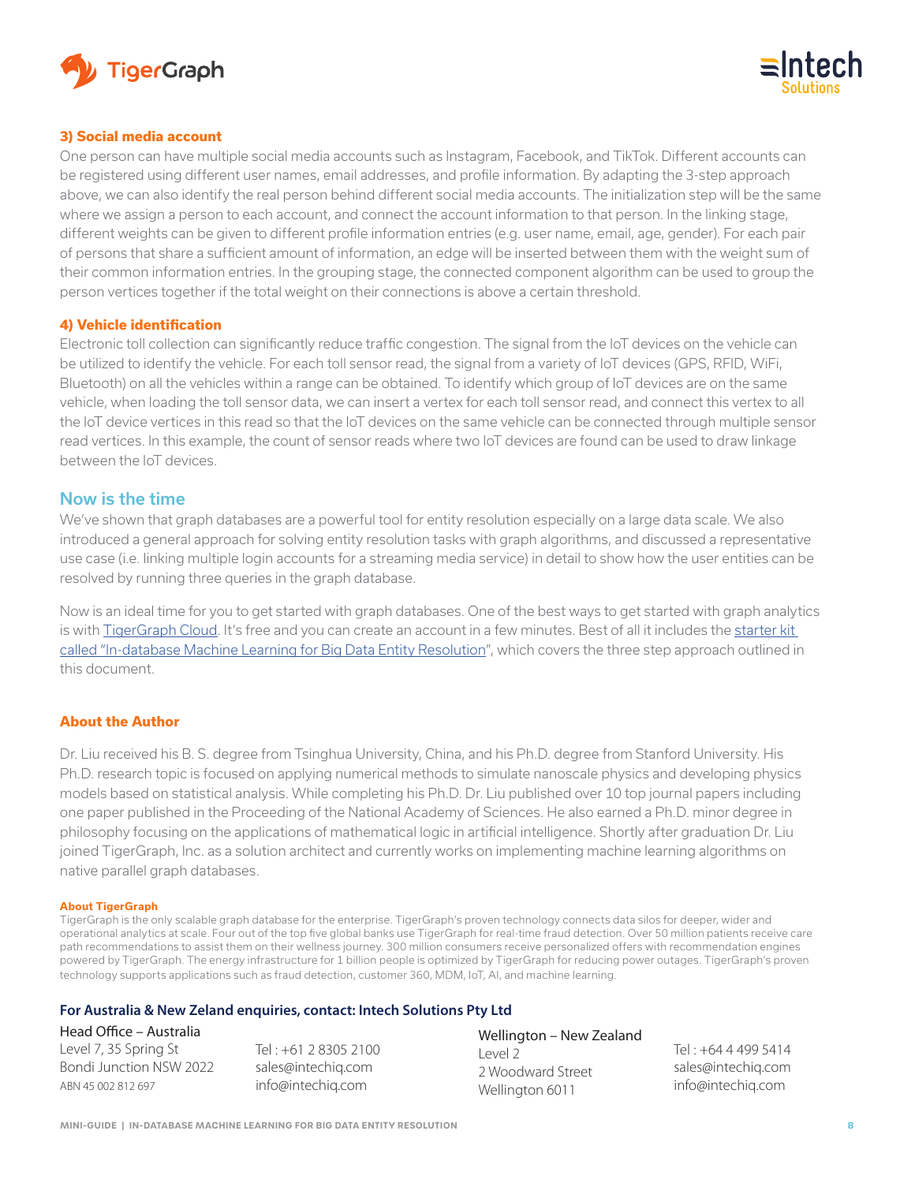### 3) Social media account

One person can have multiple social media accounts such as Instagram, Facebook, and TikTok. Different accounts can be registered using different user names, email addresses, and profile information. By adapting the 3-step approach above, we can also identify the real person behind different social media accounts. The initialization step will be the same where we assign a person to each account, and connect the account information to that person. In the linking stage, different weights can be given to different profile information entries (e.g. user name, email, age, gender). For each pair of persons that share a sufficient amount of information, an edge will be inserted between them with the weight sum of their common information entries. In the grouping stage, the connected component algorithm can be used to group the person vertices together if the total weight on their connections is above a certain threshold.

### 4) Vehicle identification

Electronic toll collection can significantly reduce traffic congestion. The signal from the IoT devices on the vehicle can be utilized to identify the vehicle. For each toll sensor read, the signal from a variety of IoT devices (GPS, RFID, WiFi, Bluetooth) on all the vehicles within a range can be obtained. To identify which group of IoT devices are on the same vehicle, when loading the toll sensor data, we can insert a vertex for each toll sensor read, and connect this vertex to all the IoT device vertices in this read so that the IoT devices on the same vehicle can be connected through multiple sensor read vertices. In this example, the count of sensor reads where two IoT devices are found can be used to draw linkage between the IoT devices.

## Now is the time

We've shown that graph databases are a powerful tool for entity resolution especially on a large data scale. We also introduced a general approach for solving entity resolution tasks with graph algorithms, and discussed a representative use case (i.e. linking multiple login accounts for a streaming media service) in detail to show how the user entities can be resolved by running three queries in the graph database.

Now is an ideal time for you to get started with graph databases. One of the best ways to get started with graph analytics is with TigerGraph Cloud. It's free and you can create an account in a few minutes. Best of all it includes the starter kit called "In-database Machine Learning for Big Data Entity Resolution", which covers the three step approach outlined in this document.

### About the Author

Dr. Liu received his B. S. degree from Tsinghua University, China, and his Ph.D. degree from Stanford University. His Ph.D. research topic is focused on applying numerical methods to simulate nanoscale physics and developing physics models based on statistical analysis. While completing his Ph.D. Dr. Liu published over 10 top journal papers including one paper published in the Proceeding of the National Academy of Sciences. He also earned a Ph.D. minor degree in philosophy focusing on the applications of mathematical logic in artificial intelligence. Shortly after graduation Dr. Liu joined TigerGraph, Inc. as a solution architect and currently works on implementing machine learning algorithms on native parallel graph databases.

#### About TigerGraph

TigerGraph is the only scalable graph database for the enterprise. TigerGraph's proven technology connects data silos for deeper, wider and operational analytics at scale. Four out of the top five global banks use TigerGraph for real-time fraud detection. Over 50 million patients receive care path recommendations to assist them on their wellness journey. 300 million consumers receive personalized offers with recommendation engines powered by TigerGraph. The energy infrastructure for 1 billion people is optimized by TigerGraph for reducing power outages. TigerGraph's proven technology supports applications such as fraud detection, customer 360, MDM, IoT, AI, and machine learning.

**For Australia & New Zeland enquiries, contact: Intech Solutions Pty Ltd**

Head Office – Australia
Level 7, 35 Spring St
Bondi Junction NSW 2022
ABN 45 002 812 697

Tel : +61 2 8305 2100
sales@intechiq.com
info@intechiq.com

Wellington – New Zealand
Level 2
2 Woodward Street
Wellington 6011

Tel : +64 4 499 5414
sales@intechiq.com
info@intechiq.com